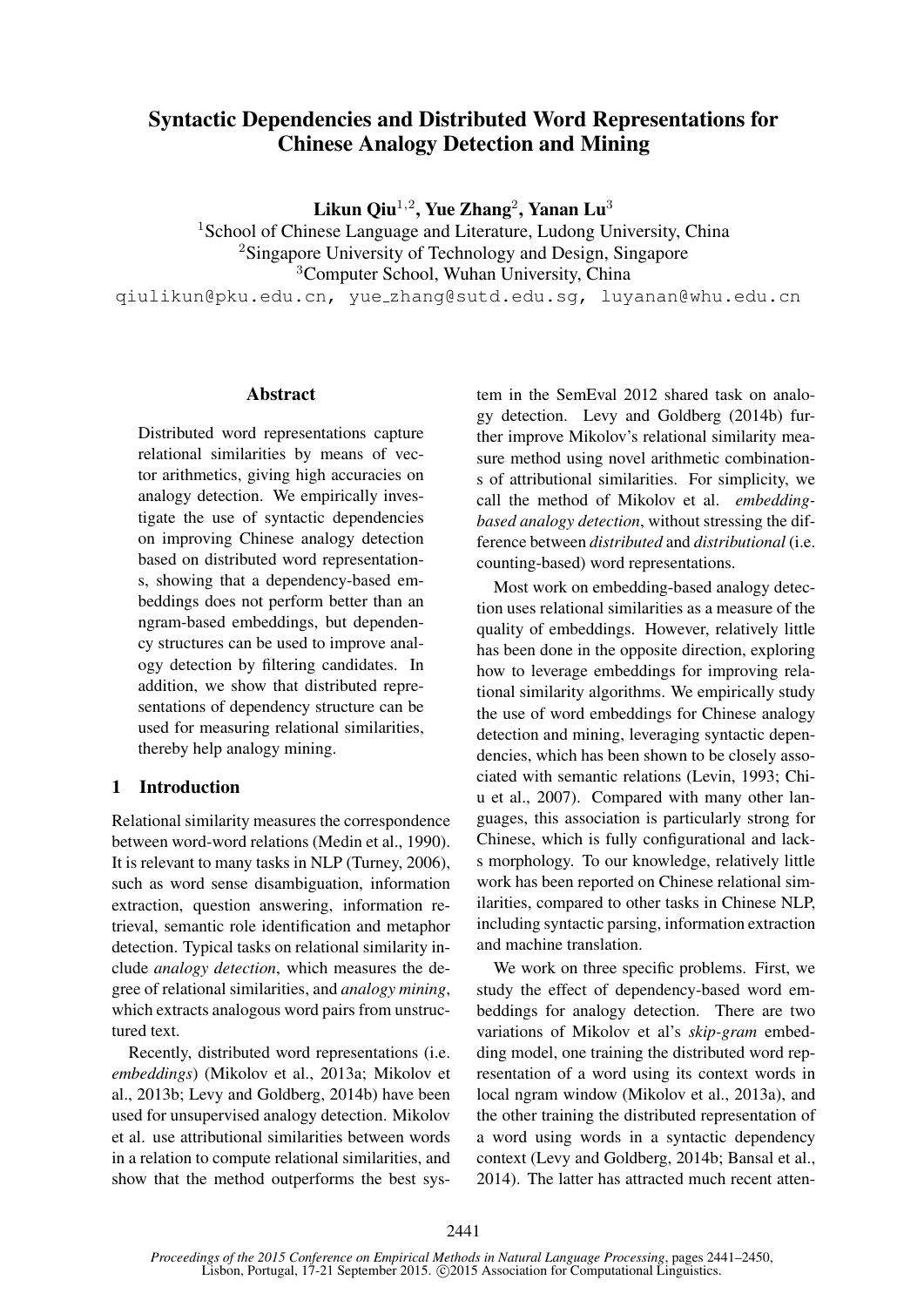# Syntactic Dependencies and Distributed Word Representations for Chinese Analogy Detection and Mining

**Likun Qiu[1,2], Yue Zhang[2], Yanan Lu[3]**

[1]School of Chinese Language and Literature, Ludong University, China
[2]Singapore University of Technology and Design, Singapore
[3]Computer School, Wuhan University, China

qiulikun@pku.edu.cn, yue_zhang@sutd.edu.sg, luyanan@whu.edu.cn

## Abstract

Distributed word representations capture relational similarities by means of vector arithmetics, giving high accuracies on analogy detection. We empirically investigate the use of syntactic dependencies on improving Chinese analogy detection based on distributed word representations, showing that a dependency-based embeddings does not perform better than an ngram-based embeddings, but dependency structures can be used to improve analogy detection by filtering candidates. In addition, we show that distributed representations of dependency structure can be used for measuring relational similarities, thereby help analogy mining.

## 1 Introduction

Relational similarity measures the correspondence between word-word relations (Medin et al., 1990). It is relevant to many tasks in NLP (Turney, 2006), such as word sense disambiguation, information extraction, question answering, information retrieval, semantic role identification and metaphor detection. Typical tasks on relational similarity include *analogy detection*, which measures the degree of relational similarities, and *analogy mining*, which extracts analogous word pairs from unstructured text.

Recently, distributed word representations (i.e. *embeddings*) (Mikolov et al., 2013a; Mikolov et al., 2013b; Levy and Goldberg, 2014b) have been used for unsupervised analogy detection. Mikolov et al. use attributional similarities between words in a relation to compute relational similarities, and show that the method outperforms the best system in the SemEval 2012 shared task on analogy detection. Levy and Goldberg (2014b) further improve Mikolov's relational similarity measure method using novel arithmetic combinations of attributional similarities. For simplicity, we call the method of Mikolov et al. *embedding-based analogy detection*, without stressing the difference between *distributed* and *distributional* (i.e. counting-based) word representations.

Most work on embedding-based analogy detection uses relational similarities as a measure of the quality of embeddings. However, relatively little has been done in the opposite direction, exploring how to leverage embeddings for improving relational similarity algorithms. We empirically study the use of word embeddings for Chinese analogy detection and mining, leveraging syntactic dependencies, which has been shown to be closely associated with semantic relations (Levin, 1993; Chiu et al., 2007). Compared with many other languages, this association is particularly strong for Chinese, which is fully configurational and lacks morphology. To our knowledge, relatively little work has been reported on Chinese relational similarities, compared to other tasks in Chinese NLP, including syntactic parsing, information extraction and machine translation.

We work on three specific problems. First, we study the effect of dependency-based word embeddings for analogy detection. There are two variations of Mikolov et al's *skip-gram* embedding model, one training the distributed word representation of a word using its context words in local ngram window (Mikolov et al., 2013a), and the other training the distributed representation of a word using words in a syntactic dependency context (Levy and Goldberg, 2014b; Bansal et al., 2014). The latter has attracted much recent atten-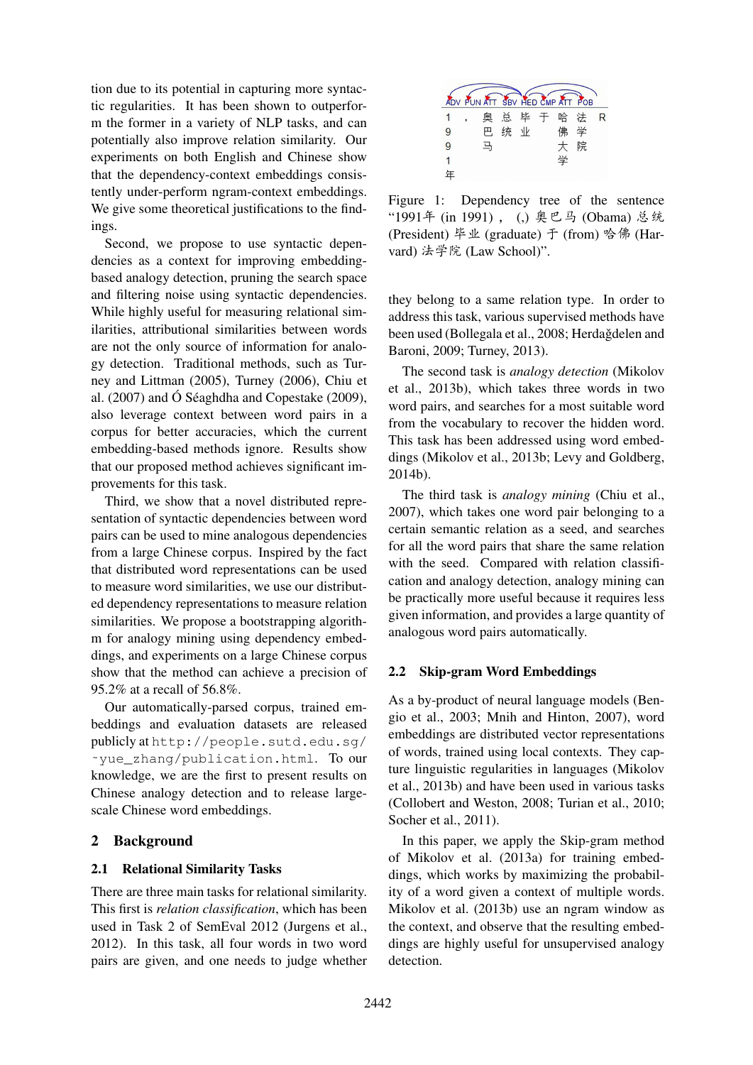tion due to its potential in capturing more syntactic regularities. It has been shown to outperform the former in a variety of NLP tasks, and can potentially also improve relation similarity. Our experiments on both English and Chinese show that the dependency-context embeddings consistently under-perform ngram-context embeddings. We give some theoretical justifications to the findings.

Second, we propose to use syntactic dependencies as a context for improving embedding-based analogy detection, pruning the search space and filtering noise using syntactic dependencies. While highly useful for measuring relational similarities, attributional similarities between words are not the only source of information for analogy detection. Traditional methods, such as Turney and Littman (2005), Turney (2006), Chiu et al. (2007) and Ó Séaghdha and Copestake (2009), also leverage context between word pairs in a corpus for better accuracies, which the current embedding-based methods ignore. Results show that our proposed method achieves significant improvements for this task.

Third, we show that a novel distributed representation of syntactic dependencies between word pairs can be used to mine analogous dependencies from a large Chinese corpus. Inspired by the fact that distributed word representations can be used to measure word similarities, we use our distributed dependency representations to measure relation similarities. We propose a bootstrapping algorithm for analogy mining using dependency embeddings, and experiments on a large Chinese corpus show that the method can achieve a precision of 95.2% at a recall of 56.8%.

Our automatically-parsed corpus, trained embeddings and evaluation datasets are released publicly at http://people.sutd.edu.sg/~yue_zhang/publication.html. To our knowledge, we are the first to present results on Chinese analogy detection and to release large-scale Chinese word embeddings.

## 2 Background

### 2.1 Relational Similarity Tasks

There are three main tasks for relational similarity. This first is *relation classification*, which has been used in Task 2 of SemEval 2012 (Jurgens et al., 2012). In this task, all four words in two word pairs are given, and one needs to judge whether they belong to a same relation type. In order to address this task, various supervised methods have been used (Bollegala et al., 2008; Herdağdelen and Baroni, 2009; Turney, 2013).

The second task is *analogy detection* (Mikolov et al., 2013b), which takes three words in two word pairs, and searches for a most suitable word from the vocabulary to recover the hidden word. This task has been addressed using word embeddings (Mikolov et al., 2013b; Levy and Goldberg, 2014b).

The third task is *analogy mining* (Chiu et al., 2007), which takes one word pair belonging to a certain semantic relation as a seed, and searches for all the word pairs that share the same relation with the seed. Compared with relation classification and analogy detection, analogy mining can be practically more useful because it requires less given information, and provides a large quantity of analogous word pairs automatically.

ADV PUN ATT SBV HED CMP ATT POB

1991年 ， 奥巴马 总统 毕业 于 哈佛大学 法学院 R

Figure 1: Dependency tree of the sentence "1991年 (in 1991) ， (,) 奥巴马 (Obama) 总统 (President) 毕业 (graduate) 于 (from) 哈佛 (Harvard) 法学院 (Law School)".

### 2.2 Skip-gram Word Embeddings

As a by-product of neural language models (Bengio et al., 2003; Mnih and Hinton, 2007), word embeddings are distributed vector representations of words, trained using local contexts. They capture linguistic regularities in languages (Mikolov et al., 2013b) and have been used in various tasks (Collobert and Weston, 2008; Turian et al., 2010; Socher et al., 2011).

In this paper, we apply the Skip-gram method of Mikolov et al. (2013a) for training embeddings, which works by maximizing the probability of a word given a context of multiple words. Mikolov et al. (2013b) use an ngram window as the context, and observe that the resulting embeddings are highly useful for unsupervised analogy detection.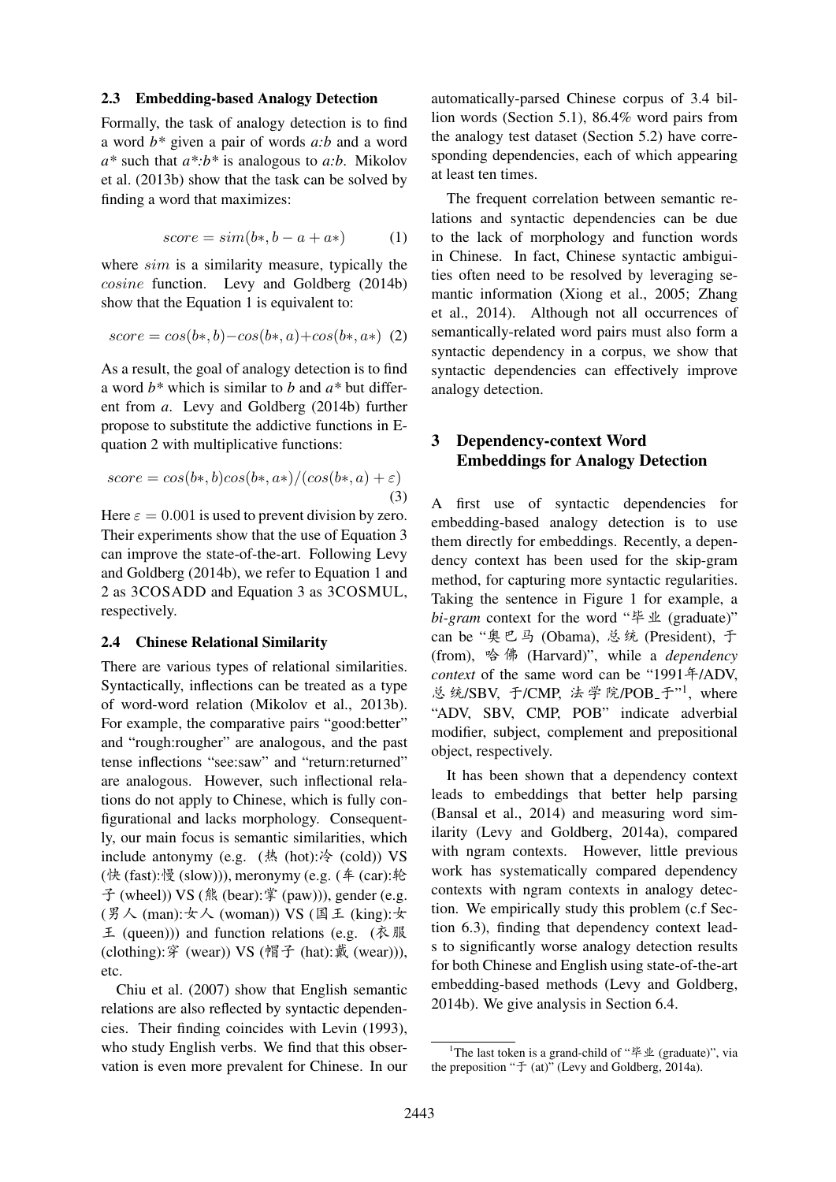### 2.3 Embedding-based Analogy Detection

Formally, the task of analogy detection is to find a word *b\** given a pair of words *a:b* and a word *a\** such that *a\*:b\** is analogous to *a:b*. Mikolov et al. (2013b) show that the task can be solved by finding a word that maximizes:

$$score = sim(b*, b - a + a*) \tag{1}$$

where $sim$ is a similarity measure, typically the $cosine$ function. Levy and Goldberg (2014b) show that the Equation 1 is equivalent to:

$$score = cos(b*, b) - cos(b*, a) + cos(b*, a*) \tag{2}$$

As a result, the goal of analogy detection is to find a word *b\** which is similar to *b* and *a\** but different from *a*. Levy and Goldberg (2014b) further propose to substitute the addictive functions in Equation 2 with multiplicative functions:

$$score = cos(b*, b)cos(b*, a*)/(cos(b*, a) + \varepsilon) \tag{3}$$

Here $\varepsilon = 0.001$ is used to prevent division by zero. Their experiments show that the use of Equation 3 can improve the state-of-the-art. Following Levy and Goldberg (2014b), we refer to Equation 1 and 2 as 3COSADD and Equation 3 as 3COSMUL, respectively.

### 2.4 Chinese Relational Similarity

There are various types of relational similarities. Syntactically, inflections can be treated as a type of word-word relation (Mikolov et al., 2013b). For example, the comparative pairs "good:better" and "rough:rougher" are analogous, and the past tense inflections "see:saw" and "return:returned" are analogous. However, such inflectional relations do not apply to Chinese, which is fully configurational and lacks morphology. Consequently, our main focus is semantic similarities, which include antonymy (e.g. (热 (hot):冷 (cold)) VS (快 (fast):慢 (slow))), meronymy (e.g. (车 (car):轮子 (wheel)) VS (熊 (bear):掌 (paw))), gender (e.g. (男人 (man):女人 (woman)) VS (国王 (king):女王 (queen))) and function relations (e.g. (衣服 (clothing):穿 (wear)) VS (帽子 (hat):戴 (wear))), etc.

Chiu et al. (2007) show that English semantic relations are also reflected by syntactic dependencies. Their finding coincides with Levin (1993), who study English verbs. We find that this observation is even more prevalent for Chinese. In our automatically-parsed Chinese corpus of 3.4 billion words (Section 5.1), 86.4% word pairs from the analogy test dataset (Section 5.2) have corresponding dependencies, each of which appearing at least ten times.

The frequent correlation between semantic relations and syntactic dependencies can be due to the lack of morphology and function words in Chinese. In fact, Chinese syntactic ambiguities often need to be resolved by leveraging semantic information (Xiong et al., 2005; Zhang et al., 2014). Although not all occurrences of semantically-related word pairs must also form a syntactic dependency in a corpus, we show that syntactic dependencies can effectively improve analogy detection.

## 3 Dependency-context Word Embeddings for Analogy Detection

A first use of syntactic dependencies for embedding-based analogy detection is to use them directly for embeddings. Recently, a dependency context has been used for the skip-gram method, for capturing more syntactic regularities. Taking the sentence in Figure 1 for example, a *bi-gram* context for the word "毕业 (graduate)" can be "奥巴马 (Obama), 总统 (President), 于 (from), 哈佛 (Harvard)", while a *dependency context* of the same word can be "1991年/ADV, 总统/SBV, 于/CMP, 法学院/POB_于"[1], where "ADV, SBV, CMP, POB" indicate adverbial modifier, subject, complement and prepositional object, respectively.

It has been shown that a dependency context leads to embeddings that better help parsing (Bansal et al., 2014) and measuring word similarity (Levy and Goldberg, 2014a), compared with ngram contexts. However, little previous work has systematically compared dependency contexts with ngram contexts in analogy detection. We empirically study this problem (c.f Section 6.3), finding that dependency context leads to significantly worse analogy detection results for both Chinese and English using state-of-the-art embedding-based methods (Levy and Goldberg, 2014b). We give analysis in Section 6.4.

[1] The last token is a grand-child of "毕业 (graduate)", via the preposition "于 (at)" (Levy and Goldberg, 2014a).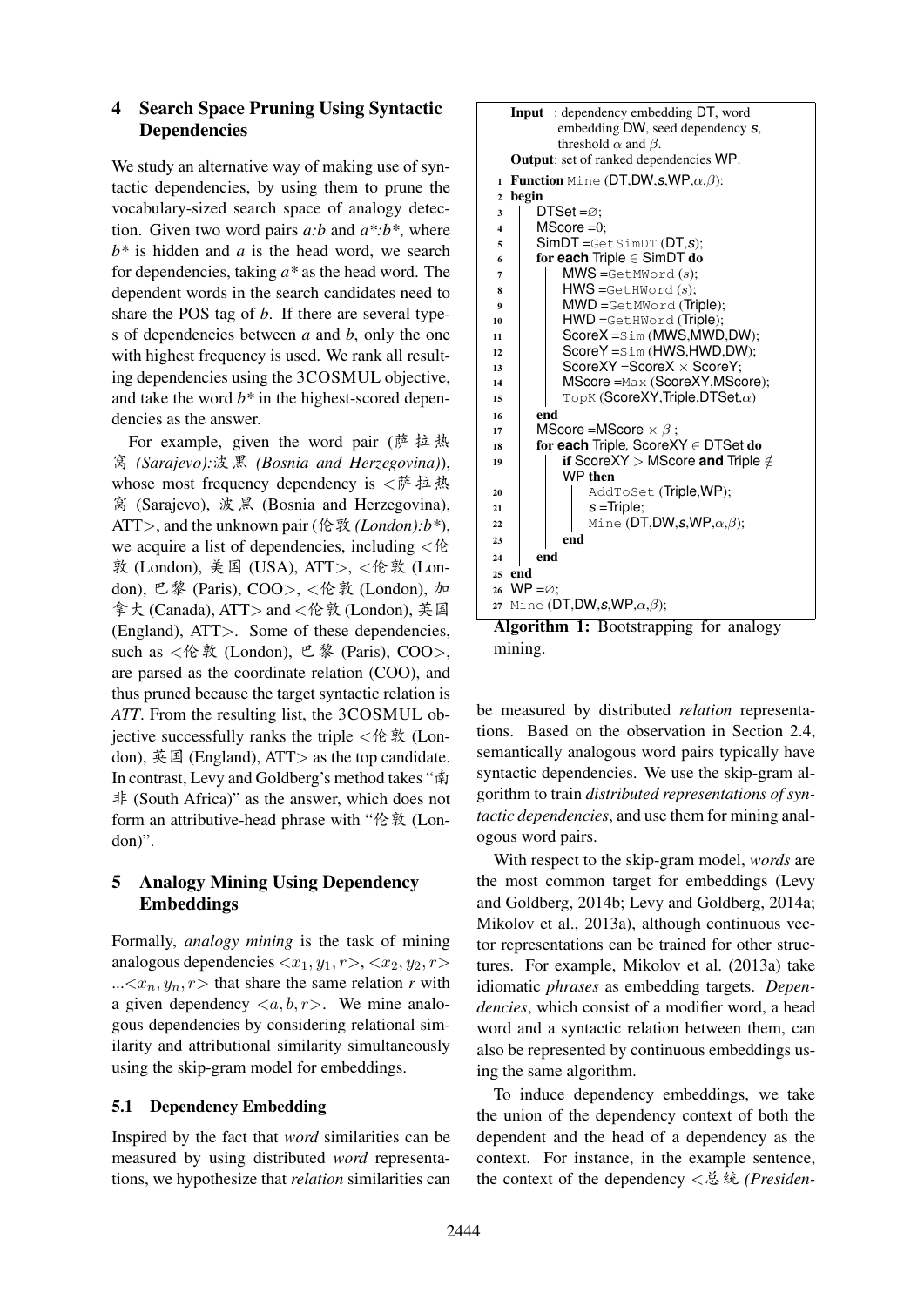## 4 Search Space Pruning Using Syntactic Dependencies

We study an alternative way of making use of syntactic dependencies, by using them to prune the vocabulary-sized search space of analogy detection. Given two word pairs *a:b* and *a\*:b\**, where *b\** is hidden and *a* is the head word, we search for dependencies, taking *a\** as the head word. The dependent words in the search candidates need to share the POS tag of *b*. If there are several types of dependencies between *a* and *b*, only the one with highest frequency is used. We rank all resulting dependencies using the 3COSMUL objective, and take the word *b\** in the highest-scored dependencies as the answer.

For example, given the word pair (萨拉热窝 *(Sarajevo)*:波黑 *(Bosnia and Herzegovina)*), whose most frequency dependency is <萨拉热窝 (Sarajevo), 波黑 (Bosnia and Herzegovina), ATT>, and the unknown pair (伦敦 *(London)*:*b\**), we acquire a list of dependencies, including <伦敦 (London), 美国 (USA), ATT>, <伦敦 (London), 巴黎 (Paris), COO>, <伦敦 (London), 加拿大 (Canada), ATT> and <伦敦 (London), 英国 (England), ATT>. Some of these dependencies, such as <伦敦 (London), 巴黎 (Paris), COO>, are parsed as the coordinate relation (COO), and thus pruned because the target syntactic relation is *ATT*. From the resulting list, the 3COSMUL objective successfully ranks the triple <伦敦 (London), 英国 (England), ATT> as the top candidate. In contrast, Levy and Goldberg's method takes "南非 (South Africa)" as the answer, which does not form an attributive-head phrase with "伦敦 (London)".

## 5 Analogy Mining Using Dependency Embeddings

Formally, *analogy mining* is the task of mining analogous dependencies $<x_1, y_1, r>$, $<x_2, y_2, r>$ ...$<x_n, y_n, r>$ that share the same relation *r* with a given dependency $<a, b, r>$. We mine analogous dependencies by considering relational similarity and attributional similarity simultaneously using the skip-gram model for embeddings.

### 5.1 Dependency Embedding

Inspired by the fact that *word* similarities can be measured by using distributed *word* representations, we hypothesize that *relation* similarities can be measured by distributed *relation* representations. Based on the observation in Section 2.4, semantically analogous word pairs typically have syntactic dependencies. We use the skip-gram algorithm to train *distributed representations of syntactic dependencies*, and use them for mining analogous word pairs.

```
Input  : dependency embedding DT, word
         embedding DW, seed dependency s,
         threshold α and β.
Output: set of ranked dependencies WP.
1  Function Mine (DT,DW,s,WP,α,β):
2  begin
3      DTSet =∅;
4      MScore =0;
5      SimDT =GetSimDT (DT,s);
6      for each Triple ∈ SimDT do
7          MWS =GetMWord (s);
8          HWS =GetHWord (s);
9          MWD =GetMWord (Triple);
10         HWD =GetHWord (Triple);
11         ScoreX =Sim (MWS,MWD,DW);
12         ScoreY =Sim (HWS,HWD,DW);
13         ScoreXY =ScoreX × ScoreY;
14         MScore =Max (ScoreXY,MScore);
15         TopK (ScoreXY,Triple,DTSet,α)
16     end
17     MScore =MScore × β ;
18     for each Triple, ScoreXY ∈ DTSet do
19         if ScoreXY > MScore and Triple ∉
           WP then
20             AddToSet (Triple,WP);
21             s =Triple;
22             Mine (DT,DW,s,WP,α,β);
23         end
24     end
25 end
26 WP =∅;
27 Mine (DT,DW,s,WP,α,β);
```

**Algorithm 1:** Bootstrapping for analogy mining.

With respect to the skip-gram model, *words* are the most common target for embeddings (Levy and Goldberg, 2014b; Levy and Goldberg, 2014a; Mikolov et al., 2013a), although continuous vector representations can be trained for other structures. For example, Mikolov et al. (2013a) take idiomatic *phrases* as embedding targets. *Dependencies*, which consist of a modifier word, a head word and a syntactic relation between them, can also be represented by continuous embeddings using the same algorithm.

To induce dependency embeddings, we take the union of the dependency context of both the dependent and the head of a dependency as the context. For instance, in the example sentence, the context of the dependency <总统 *(Presiden-*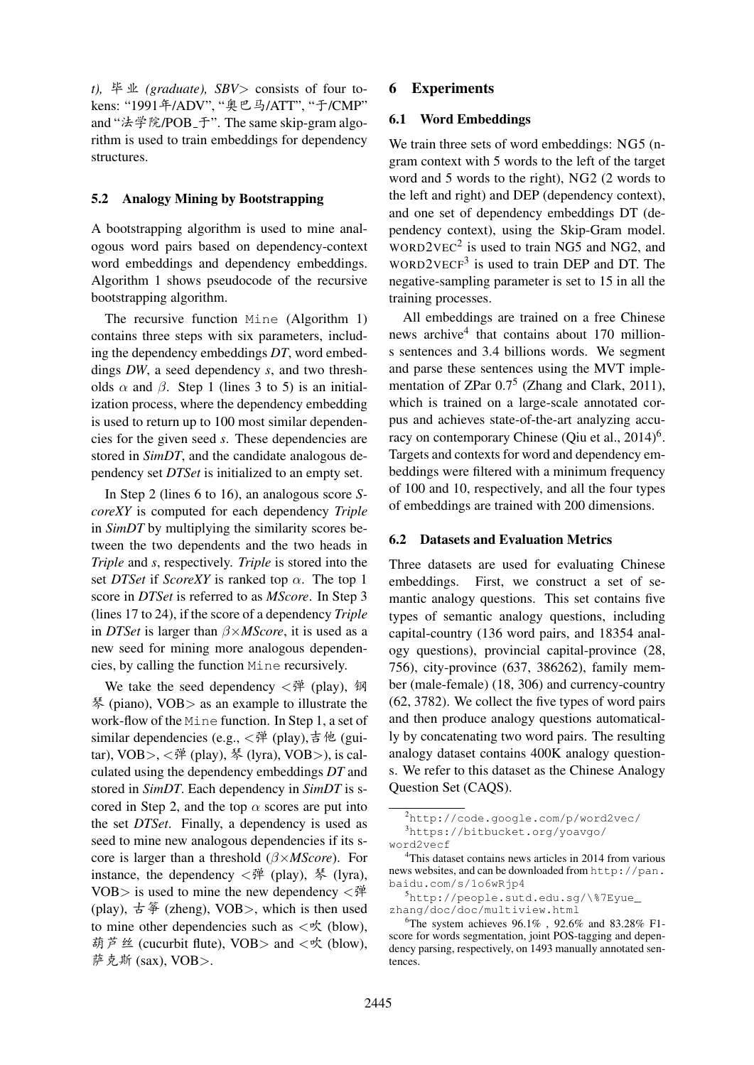*t),* 毕业 *(graduate), SBV*> consists of four tokens: "1991年/ADV", "奥巴马/ATT", "于/CMP" and "法学院/POB_于". The same skip-gram algorithm is used to train embeddings for dependency structures.

### 5.2 Analogy Mining by Bootstrapping

A bootstrapping algorithm is used to mine analogous word pairs based on dependency-context word embeddings and dependency embeddings. Algorithm 1 shows pseudocode of the recursive bootstrapping algorithm.

The recursive function `Mine` (Algorithm 1) contains three steps with six parameters, including the dependency embeddings *DT*, word embeddings *DW*, a seed dependency *s*, and two thresholds $\alpha$ and $\beta$. Step 1 (lines 3 to 5) is an initialization process, where the dependency embedding is used to return up to 100 most similar dependencies for the given seed *s*. These dependencies are stored in *SimDT*, and the candidate analogous dependency set *DTSet* is initialized to an empty set.

In Step 2 (lines 6 to 16), an analogous score *ScoreXY* is computed for each dependency *Triple* in *SimDT* by multiplying the similarity scores between the two dependents and the two heads in *Triple* and *s*, respectively. *Triple* is stored into the set *DTSet* if *ScoreXY* is ranked top $\alpha$. The top 1 score in *DTSet* is referred to as *MScore*. In Step 3 (lines 17 to 24), if the score of a dependency *Triple* in *DTSet* is larger than $\beta\times$*MScore*, it is used as a new seed for mining more analogous dependencies, by calling the function `Mine` recursively.

We take the seed dependency <弹 (play), 钢琴 (piano), VOB> as an example to illustrate the work-flow of the `Mine` function. In Step 1, a set of similar dependencies (e.g., <弹 (play),吉他 (guitar), VOB>, <弹 (play), 琴 (lyra), VOB>), is calculated using the dependency embeddings *DT* and stored in *SimDT*. Each dependency in *SimDT* is scored in Step 2, and the top $\alpha$ scores are put into the set *DTSet*. Finally, a dependency is used as seed to mine new analogous dependencies if its score is larger than a threshold ($\beta\times$*MScore*). For instance, the dependency <弹 (play), 琴 (lyra), VOB> is used to mine the new dependency <弹 (play), 古筝 (zheng), VOB>, which is then used to mine other dependencies such as <吹 (blow), 葫芦丝 (cucurbit flute), VOB> and <吹 (blow), 萨克斯 (sax), VOB>.

## 6 Experiments

### 6.1 Word Embeddings

We train three sets of word embeddings: NG5 (n-gram context with 5 words to the left of the target word and 5 words to the right), NG2 (2 words to the left and right) and DEP (dependency context), and one set of dependency embeddings DT (dependency context), using the Skip-Gram model. WORD2VEC[2] is used to train NG5 and NG2, and WORD2VECF[3] is used to train DEP and DT. The negative-sampling parameter is set to 15 in all the training processes.

All embeddings are trained on a free Chinese news archive[4] that contains about 170 millions sentences and 3.4 billions words. We segment and parse these sentences using the MVT implementation of ZPar 0.7[5] (Zhang and Clark, 2011), which is trained on a large-scale annotated corpus and achieves state-of-the-art analyzing accuracy on contemporary Chinese (Qiu et al., 2014)[6]. Targets and contexts for word and dependency embeddings were filtered with a minimum frequency of 100 and 10, respectively, and all the four types of embeddings are trained with 200 dimensions.

### 6.2 Datasets and Evaluation Metrics

Three datasets are used for evaluating Chinese embeddings. First, we construct a set of semantic analogy questions. This set contains five types of semantic analogy questions, including capital-country (136 word pairs, and 18354 analogy questions), provincial capital-province (28, 756), city-province (637, 386262), family member (male-female) (18, 306) and currency-country (62, 3782). We collect the five types of word pairs automatically and then produce analogy questions automatically by concatenating two word pairs. The resulting analogy dataset contains 400K analogy questions. We refer to this dataset as the Chinese Analogy Question Set (CAQS).

---

[2] http://code.google.com/p/word2vec/

[3] https://bitbucket.org/yoavgo/word2vecf

[4] This dataset contains news articles in 2014 from various news websites, and can be downloaded from http://pan.baidu.com/s/1o6wRjp4

[5] http://people.sutd.edu.sg/\%7Eyue_zhang/doc/doc/multiview.html

[6] The system achieves 96.1% , 92.6% and 83.28% F1-score for words segmentation, joint POS-tagging and dependency parsing, respectively, on 1493 manually annotated sentences.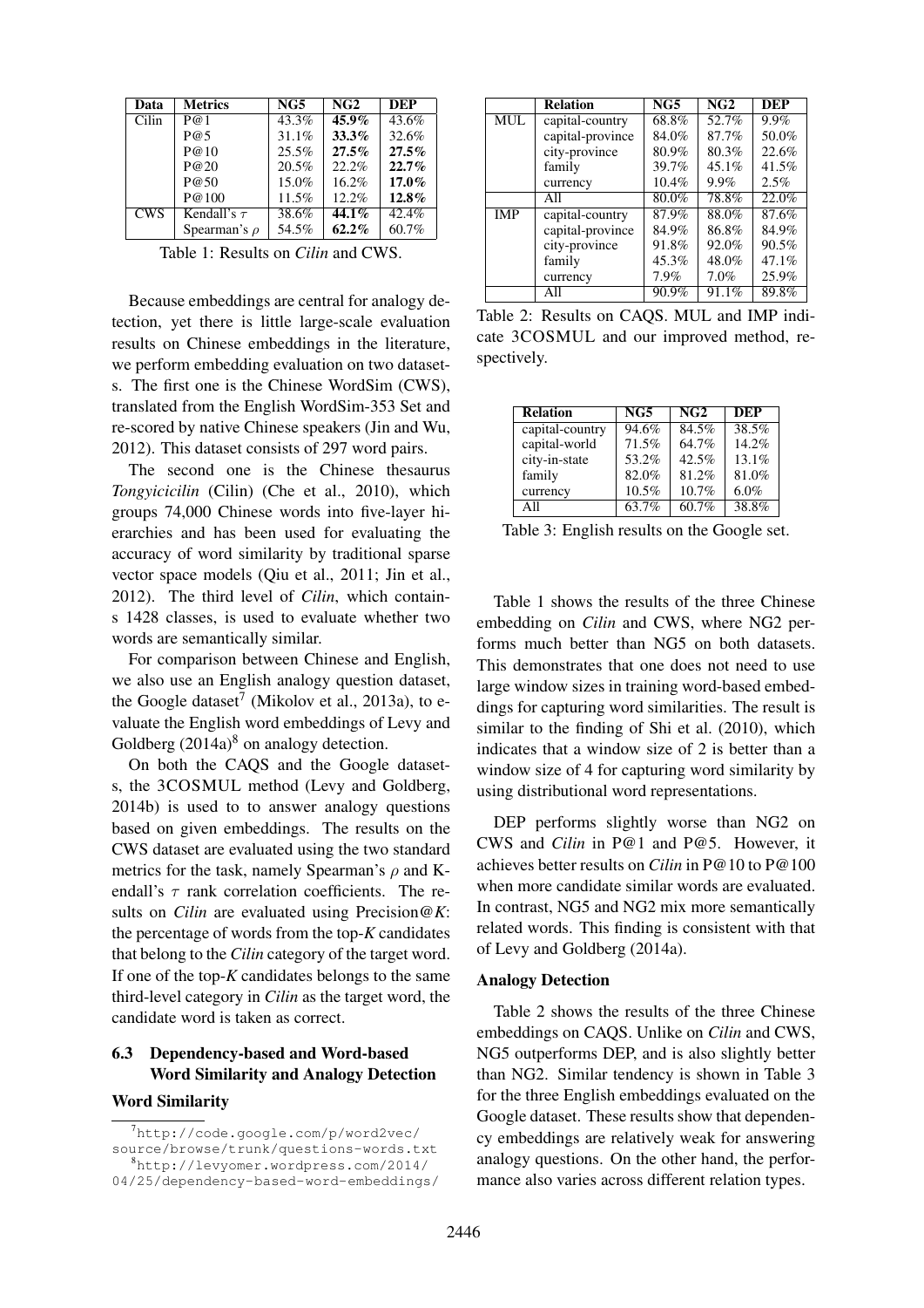| Data | Metrics | NG5 | NG2 | DEP |
|---|---|---|---|---|
| Cilin | P@1 | 43.3% | **45.9%** | 43.6% |
| | P@5 | 31.1% | **33.3%** | 32.6% |
| | P@10 | 25.5% | **27.5%** | **27.5%** |
| | P@20 | 20.5% | 22.2% | **22.7%** |
| | P@50 | 15.0% | 16.2% | **17.0%** |
| | P@100 | 11.5% | 12.2% | **12.8%** |
| CWS | Kendall's $\tau$ | 38.6% | **44.1%** | 42.4% |
| | Spearman's $\rho$ | 54.5% | **62.2%** | 60.7% |

Table 1: Results on *Cilin* and CWS.

Because embeddings are central for analogy detection, yet there is little large-scale evaluation results on Chinese embeddings in the literature, we perform embedding evaluation on two datasets. The first one is the Chinese WordSim (CWS), translated from the English WordSim-353 Set and re-scored by native Chinese speakers (Jin and Wu, 2012). This dataset consists of 297 word pairs.

The second one is the Chinese thesaurus *Tongyicicilin* (Cilin) (Che et al., 2010), which groups 74,000 Chinese words into five-layer hierarchies and has been used for evaluating the accuracy of word similarity by traditional sparse vector space models (Qiu et al., 2011; Jin et al., 2012). The third level of *Cilin*, which contains 1428 classes, is used to evaluate whether two words are semantically similar.

For comparison between Chinese and English, we also use an English analogy question dataset, the Google dataset[7] (Mikolov et al., 2013a), to evaluate the English word embeddings of Levy and Goldberg (2014a)[8] on analogy detection.

On both the CAQS and the Google datasets, the 3COSMUL method (Levy and Goldberg, 2014b) is used to answer analogy questions based on given embeddings. The results on the CWS dataset are evaluated using the two standard metrics for the task, namely Spearman's $\rho$ and Kendall's $\tau$ rank correlation coefficients. The results on *Cilin* are evaluated using Precision@*K*: the percentage of words from the top-*K* candidates that belong to the *Cilin* category of the target word. If one of the top-*K* candidates belongs to the same third-level category in *Cilin* as the target word, the candidate word is taken as correct.

### 6.3 Dependency-based and Word-based Word Similarity and Analogy Detection

**Word Similarity**

[7] http://code.google.com/p/word2vec/source/browse/trunk/questions-words.txt

[8] http://levyomer.wordpress.com/2014/04/25/dependency-based-word-embeddings/

| | Relation | NG5 | NG2 | DEP |
|---|---|---|---|---|
| MUL | capital-country | 68.8% | 52.7% | 9.9% |
| | capital-province | 84.0% | 87.7% | 50.0% |
| | city-province | 80.9% | 80.3% | 22.6% |
| | family | 39.7% | 45.1% | 41.5% |
| | currency | 10.4% | 9.9% | 2.5% |
| | All | 80.0% | 78.8% | 22.0% |
| IMP | capital-country | 87.9% | 88.0% | 87.6% |
| | capital-province | 84.9% | 86.8% | 84.9% |
| | city-province | 91.8% | 92.0% | 90.5% |
| | family | 45.3% | 48.0% | 47.1% |
| | currency | 7.9% | 7.0% | 25.9% |
| | All | 90.9% | 91.1% | 89.8% |

Table 2: Results on CAQS. MUL and IMP indicate 3COSMUL and our improved method, respectively.

| Relation | NG5 | NG2 | DEP |
|---|---|---|---|
| capital-country | 94.6% | 84.5% | 38.5% |
| capital-world | 71.5% | 64.7% | 14.2% |
| city-in-state | 53.2% | 42.5% | 13.1% |
| family | 82.0% | 81.2% | 81.0% |
| currency | 10.5% | 10.7% | 6.0% |
| All | 63.7% | 60.7% | 38.8% |

Table 3: English results on the Google set.

Table 1 shows the results of the three Chinese embedding on *Cilin* and CWS, where NG2 performs much better than NG5 on both datasets. This demonstrates that one does not need to use large window sizes in training word-based embeddings for capturing word similarities. The result is similar to the finding of Shi et al. (2010), which indicates that a window size of 2 is better than a window size of 4 for capturing word similarity by using distributional word representations.

DEP performs slightly worse than NG2 on CWS and *Cilin* in P@1 and P@5. However, it achieves better results on *Cilin* in P@10 to P@100 when more candidate similar words are evaluated. In contrast, NG5 and NG2 mix more semantically related words. This finding is consistent with that of Levy and Goldberg (2014a).

**Analogy Detection**

Table 2 shows the results of the three Chinese embeddings on CAQS. Unlike on *Cilin* and CWS, NG5 outperforms DEP, and is also slightly better than NG2. Similar tendency is shown in Table 3 for the three English embeddings evaluated on the Google dataset. These results show that dependency embeddings are relatively weak for answering analogy questions. On the other hand, the performance also varies across different relation types.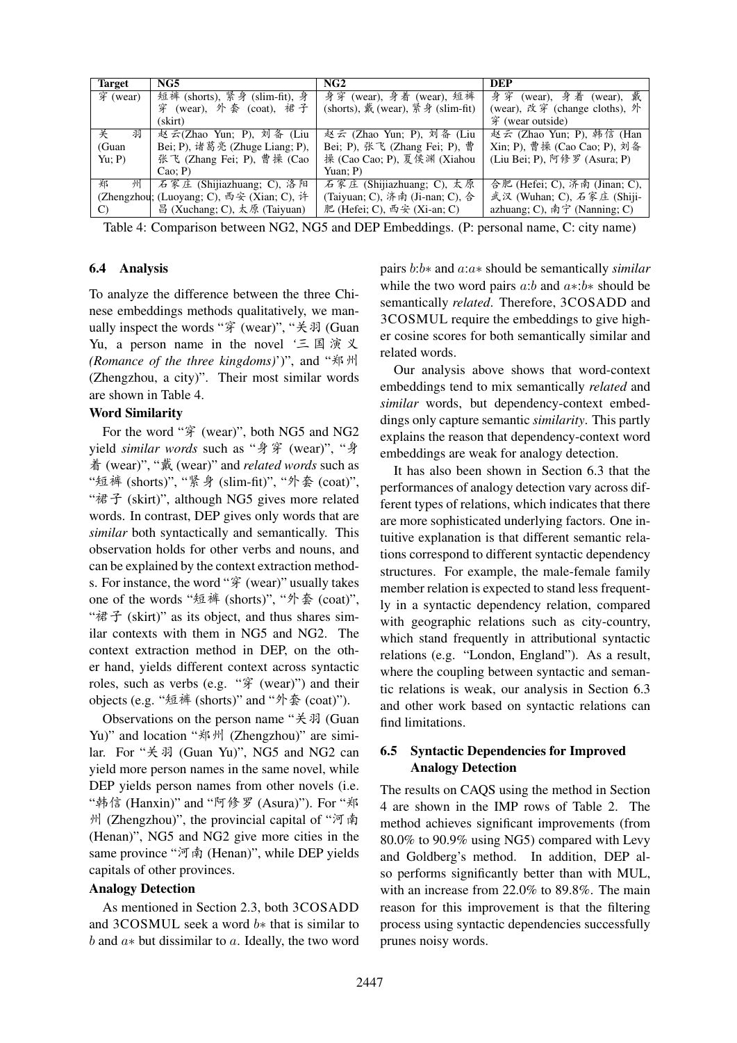| Target | NG5 | NG2 | DEP |
| --- | --- | --- | --- |
| 穿 (wear) | 短裤 (shorts), 紧身 (slim-fit), 身穿 (wear), 外套 (coat), 裙子 (skirt) | 身穿 (wear), 身着 (wear), 短裤 (shorts), 戴 (wear), 紧身 (slim-fit) | 身穿 (wear), 身着 (wear), 戴 (wear), 改穿 (change cloths), 外穿 (wear outside) |
| 关羽 (Guan Yu; P) | 赵云(Zhao Yun; P), 刘备 (Liu Bei; P), 诸葛亮 (Zhuge Liang; P), 张飞 (Zhang Fei; P), 曹操 (Cao Cao; P) | 赵云 (Zhao Yun; P), 刘备 (Liu Bei; P), 张飞 (Zhang Fei; P), 曹操 (Cao Cao; P), 夏侯渊 (Xiahou Yuan; P) | 赵云 (Zhao Yun; P), 韩信 (Han Xin; P), 曹操 (Cao Cao; P), 刘备 (Liu Bei; P), 阿修罗 (Asura; P) |
| 郑州 (Zhengzhou; C) | 石家庄 (Shijiazhuang; C), 洛阳 (Luoyang; C), 西安 (Xian; C), 许昌 (Xuchang; C), 太原 (Taiyuan) | 石家庄 (Shijiazhuang; C), 太原 (Taiyuan; C), 济南 (Ji-nan; C), 合肥 (Hefei; C), 西安 (Xi-an; C) | 合肥 (Hefei; C), 济南 (Jinan; C), 武汉 (Wuhan; C), 石家庄 (Shijiazhuang; C), 南宁 (Nanning; C) |

Table 4: Comparison between NG2, NG5 and DEP Embeddings. (P: personal name, C: city name)

## 6.4 Analysis

To analyze the difference between the three Chinese embeddings methods qualitatively, we manually inspect the words "穿 (wear)", "关羽 (Guan Yu, a person name in the novel '三国演义 *(Romance of the three kingdoms)*')", and "郑州 (Zhengzhou, a city)". Their most similar words are shown in Table 4.

**Word Similarity**

For the word "穿 (wear)", both NG5 and NG2 yield *similar words* such as "身穿 (wear)", "身着 (wear)", "戴 (wear)" and *related words* such as "短裤 (shorts)", "紧身 (slim-fit)", "外套 (coat)", "裙子 (skirt)", although NG5 gives more related words. In contrast, DEP gives only words that are *similar* both syntactically and semantically. This observation holds for other verbs and nouns, and can be explained by the context extraction methods. For instance, the word "穿 (wear)" usually takes one of the words "短裤 (shorts)", "外套 (coat)", "裙子 (skirt)" as its object, and thus shares similar contexts with them in NG5 and NG2. The context extraction method in DEP, on the other hand, yields different context across syntactic roles, such as verbs (e.g. "穿 (wear)") and their objects (e.g. "短裤 (shorts)" and "外套 (coat)").

Observations on the person name "关羽 (Guan Yu)" and location "郑州 (Zhengzhou)" are similar. For "关羽 (Guan Yu)", NG5 and NG2 can yield more person names in the same novel, while DEP yields person names from other novels (i.e. "韩信 (Hanxin)" and "阿修罗 (Asura)"). For "郑州 (Zhengzhou)", the provincial capital of "河南 (Henan)", NG5 and NG2 give more cities in the same province "河南 (Henan)", while DEP yields capitals of other provinces.

**Analogy Detection**

As mentioned in Section 2.3, both 3COSADD and 3COSMUL seek a word $b*$ that is similar to $b$ and $a*$ but dissimilar to $a$. Ideally, the two word pairs $b$:$b*$ and $a$:$a*$ should be semantically *similar* while the two word pairs $a$:$b$ and $a*$:$b*$ should be semantically *related*. Therefore, 3COSADD and 3COSMUL require the embeddings to give higher cosine scores for both semantically similar and related words.

Our analysis above shows that word-context embeddings tend to mix semantically *related* and *similar* words, but dependency-context embeddings only capture semantic *similarity*. This partly explains the reason that dependency-context word embeddings are weak for analogy detection.

It has also been shown in Section 6.3 that the performances of analogy detection vary across different types of relations, which indicates that there are more sophisticated underlying factors. One intuitive explanation is that different semantic relations correspond to different syntactic dependency structures. For example, the male-female family member relation is expected to stand less frequently in a syntactic dependency relation, compared with geographic relations such as city-country, which stand frequently in attributional syntactic relations (e.g. "London, England"). As a result, where the coupling between syntactic and semantic relations is weak, our analysis in Section 6.3 and other work based on syntactic relations can find limitations.

## 6.5 Syntactic Dependencies for Improved Analogy Detection

The results on CAQS using the method in Section 4 are shown in the IMP rows of Table 2. The method achieves significant improvements (from 80.0% to 90.9% using NG5) compared with Levy and Goldberg's method. In addition, DEP also performs significantly better than with MUL, with an increase from 22.0% to 89.8%. The main reason for this improvement is that the filtering process using syntactic dependencies successfully prunes noisy words.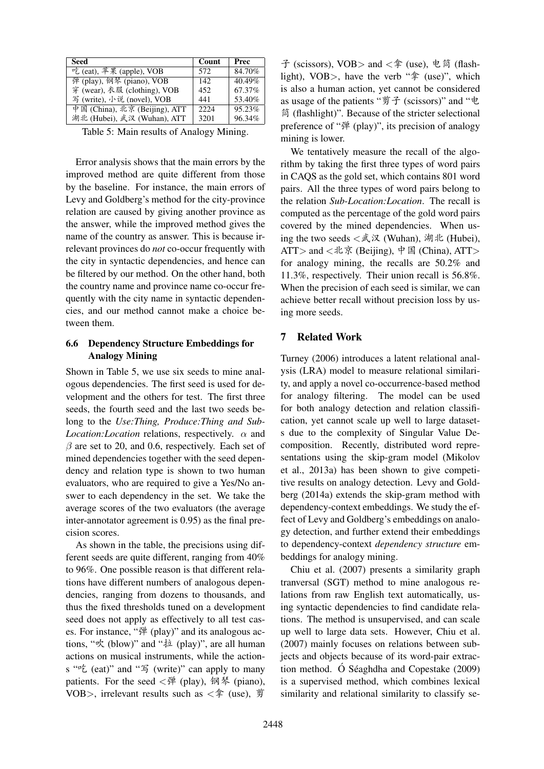| Seed | Count | Prec |
|---|---|---|
| 吃 (eat), 苹果 (apple), VOB | 572 | 84.70% |
| 弹 (play), 钢琴 (piano), VOB | 142 | 40.49% |
| 穿 (wear), 衣服 (clothing), VOB | 452 | 67.37% |
| 写 (write), 小说 (novel), VOB | 441 | 53.40% |
| 中国 (China), 北京 (Beijing), ATT | 2224 | 95.23% |
| 湖北 (Hubei), 武汉 (Wuhan), ATT | 3201 | 96.34% |

Table 5: Main results of Analogy Mining.

Error analysis shows that the main errors by the improved method are quite different from those by the baseline. For instance, the main errors of Levy and Goldberg's method for the city-province relation are caused by giving another province as the answer, while the improved method gives the name of the country as answer. This is because irrelevant provinces do *not* co-occur frequently with the city in syntactic dependencies, and hence can be filtered by our method. On the other hand, both the country name and province name co-occur frequently with the city name in syntactic dependencies, and our method cannot make a choice between them.

### 6.6 Dependency Structure Embeddings for Analogy Mining

Shown in Table 5, we use six seeds to mine analogous dependencies. The first seed is used for development and the others for test. The first three seeds, the fourth seed and the last two seeds belong to the *Use:Thing, Produce:Thing and Sub-Location:Location* relations, respectively. $\alpha$ and $\beta$ are set to 20, and 0.6, respectively. Each set of mined dependencies together with the seed dependency and relation type is shown to two human evaluators, who are required to give a Yes/No answer to each dependency in the set. We take the average scores of the two evaluators (the average inter-annotator agreement is 0.95) as the final precision scores.

As shown in the table, the precisions using different seeds are quite different, ranging from 40% to 96%. One possible reason is that different relations have different numbers of analogous dependencies, ranging from dozens to thousands, and thus the fixed thresholds tuned on a development seed does not apply as effectively to all test cases. For instance, "弹 (play)" and its analogous actions, "吹 (blow)" and "拉 (play)", are all human actions on musical instruments, while the actions "吃 (eat)" and "写 (write)" can apply to many patients. For the seed <弹 (play), 钢琴 (piano), VOB>, irrelevant results such as <拿 (use), 剪子 (scissors), VOB> and <拿 (use), 电筒 (flashlight), VOB>, have the verb "拿 (use)", which is also a human action, yet cannot be considered as usage of the patients "剪子 (scissors)" and "电筒 (flashlight)". Because of the stricter selectional preference of "弹 (play)", its precision of analogy mining is lower.

We tentatively measure the recall of the algorithm by taking the first three types of word pairs in CAQS as the gold set, which contains 801 word pairs. All the three types of word pairs belong to the relation *Sub-Location:Location*. The recall is computed as the percentage of the gold word pairs covered by the mined dependencies. When using the two seeds <武汉 (Wuhan), 湖北 (Hubei), ATT> and <北京 (Beijing), 中国 (China), ATT> for analogy mining, the recalls are 50.2% and 11.3%, respectively. Their union recall is 56.8%. When the precision of each seed is similar, we can achieve better recall without precision loss by using more seeds.

## 7 Related Work

Turney (2006) introduces a latent relational analysis (LRA) model to measure relational similarity, and apply a novel co-occurrence-based method for analogy filtering. The model can be used for both analogy detection and relation classification, yet cannot scale up well to large datasets due to the complexity of Singular Value Decomposition. Recently, distributed word representations using the skip-gram model (Mikolov et al., 2013a) has been shown to give competitive results on analogy detection. Levy and Goldberg (2014a) extends the skip-gram method with dependency-context embeddings. We study the effect of Levy and Goldberg's embeddings on analogy detection, and further extend their embeddings to dependency-context *dependency structure* embeddings for analogy mining.

Chiu et al. (2007) presents a similarity graph tranversal (SGT) method to mine analogous relations from raw English text automatically, using syntactic dependencies to find candidate relations. The method is unsupervised, and can scale up well to large data sets. However, Chiu et al. (2007) mainly focuses on relations between subjects and objects because of its word-pair extraction method. Ó Séaghdha and Copestake (2009) is a supervised method, which combines lexical similarity and relational similarity to classify se-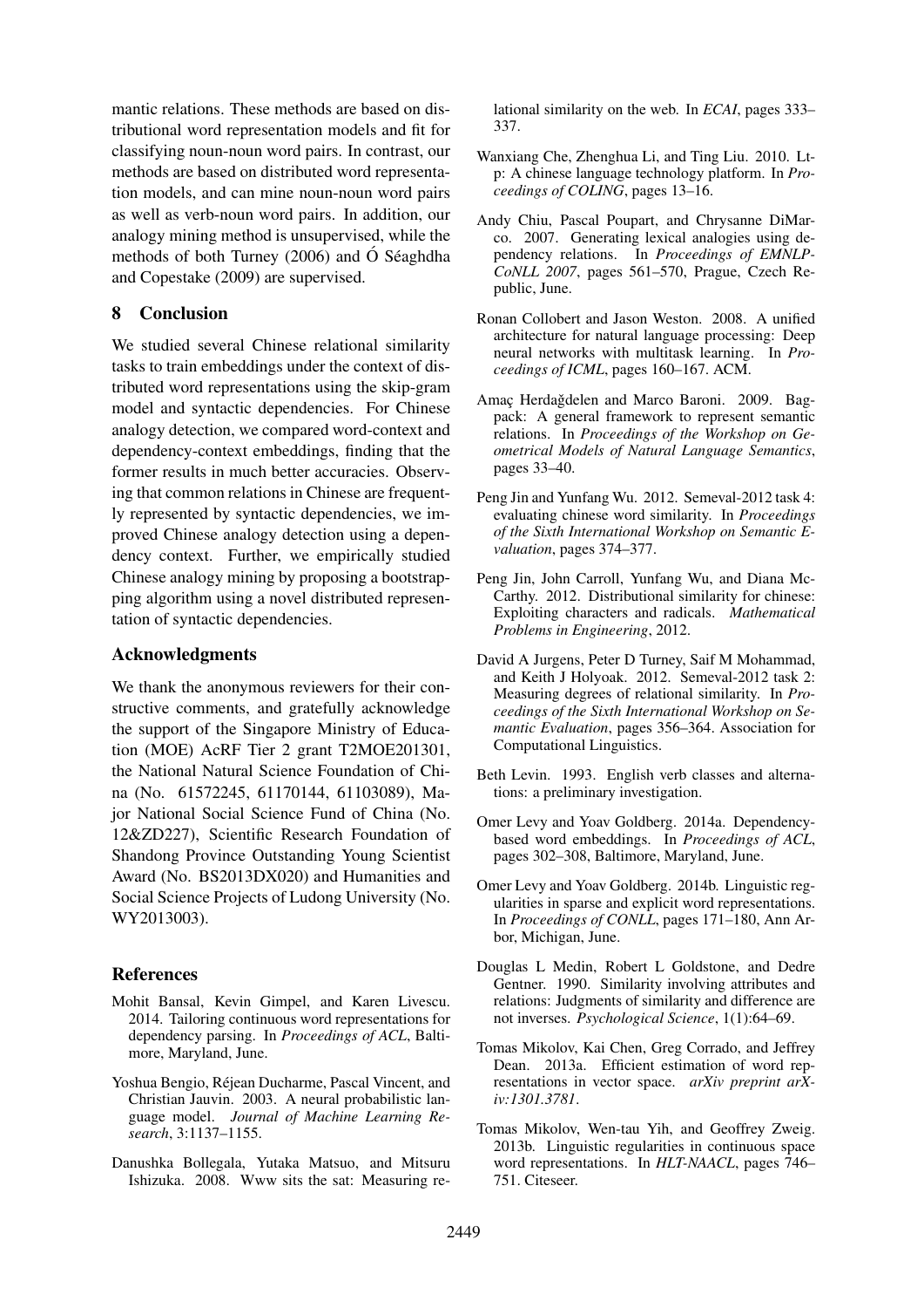mantic relations. These methods are based on distributional word representation models and fit for classifying noun-noun word pairs. In contrast, our methods are based on distributed word representation models, and can mine noun-noun word pairs as well as verb-noun word pairs. In addition, our analogy mining method is unsupervised, while the methods of both Turney (2006) and Ó Séaghdha and Copestake (2009) are supervised.

## 8 Conclusion

We studied several Chinese relational similarity tasks to train embeddings under the context of distributed word representations using the skip-gram model and syntactic dependencies. For Chinese analogy detection, we compared word-context and dependency-context embeddings, finding that the former results in much better accuracies. Observing that common relations in Chinese are frequently represented by syntactic dependencies, we improved Chinese analogy detection using a dependency context. Further, we empirically studied Chinese analogy mining by proposing a bootstrapping algorithm using a novel distributed representation of syntactic dependencies.

### Acknowledgments

We thank the anonymous reviewers for their constructive comments, and gratefully acknowledge the support of the Singapore Ministry of Education (MOE) AcRF Tier 2 grant T2MOE201301, the National Natural Science Foundation of China (No. 61572245, 61170144, 61103089), Major National Social Science Fund of China (No. 12&ZD227), Scientific Research Foundation of Shandong Province Outstanding Young Scientist Award (No. BS2013DX020) and Humanities and Social Science Projects of Ludong University (No. WY2013003).

## References

Mohit Bansal, Kevin Gimpel, and Karen Livescu. 2014. Tailoring continuous word representations for dependency parsing. In *Proceedings of ACL*, Baltimore, Maryland, June.

Yoshua Bengio, Réjean Ducharme, Pascal Vincent, and Christian Jauvin. 2003. A neural probabilistic language model. *Journal of Machine Learning Research*, 3:1137–1155.

Danushka Bollegala, Yutaka Matsuo, and Mitsuru Ishizuka. 2008. Www sits the sat: Measuring relational similarity on the web. In *ECAI*, pages 333–337.

Wanxiang Che, Zhenghua Li, and Ting Liu. 2010. Ltp: A chinese language technology platform. In *Proceedings of COLING*, pages 13–16.

Andy Chiu, Pascal Poupart, and Chrysanne DiMarco. 2007. Generating lexical analogies using dependency relations. In *Proceedings of EMNLP-CoNLL 2007*, pages 561–570, Prague, Czech Republic, June.

Ronan Collobert and Jason Weston. 2008. A unified architecture for natural language processing: Deep neural networks with multitask learning. In *Proceedings of ICML*, pages 160–167. ACM.

Amaç Herdağdelen and Marco Baroni. 2009. Bagpack: A general framework to represent semantic relations. In *Proceedings of the Workshop on Geometrical Models of Natural Language Semantics*, pages 33–40.

Peng Jin and Yunfang Wu. 2012. Semeval-2012 task 4: evaluating chinese word similarity. In *Proceedings of the Sixth International Workshop on Semantic Evaluation*, pages 374–377.

Peng Jin, John Carroll, Yunfang Wu, and Diana McCarthy. 2012. Distributional similarity for chinese: Exploiting characters and radicals. *Mathematical Problems in Engineering*, 2012.

David A Jurgens, Peter D Turney, Saif M Mohammad, and Keith J Holyoak. 2012. Semeval-2012 task 2: Measuring degrees of relational similarity. In *Proceedings of the Sixth International Workshop on Semantic Evaluation*, pages 356–364. Association for Computational Linguistics.

Beth Levin. 1993. English verb classes and alternations: a preliminary investigation.

Omer Levy and Yoav Goldberg. 2014a. Dependency-based word embeddings. In *Proceedings of ACL*, pages 302–308, Baltimore, Maryland, June.

Omer Levy and Yoav Goldberg. 2014b. Linguistic regularities in sparse and explicit word representations. In *Proceedings of CONLL*, pages 171–180, Ann Arbor, Michigan, June.

Douglas L Medin, Robert L Goldstone, and Dedre Gentner. 1990. Similarity involving attributes and relations: Judgments of similarity and difference are not inverses. *Psychological Science*, 1(1):64–69.

Tomas Mikolov, Kai Chen, Greg Corrado, and Jeffrey Dean. 2013a. Efficient estimation of word representations in vector space. *arXiv preprint arXiv:1301.3781*.

Tomas Mikolov, Wen-tau Yih, and Geoffrey Zweig. 2013b. Linguistic regularities in continuous space word representations. In *HLT-NAACL*, pages 746–751. Citeseer.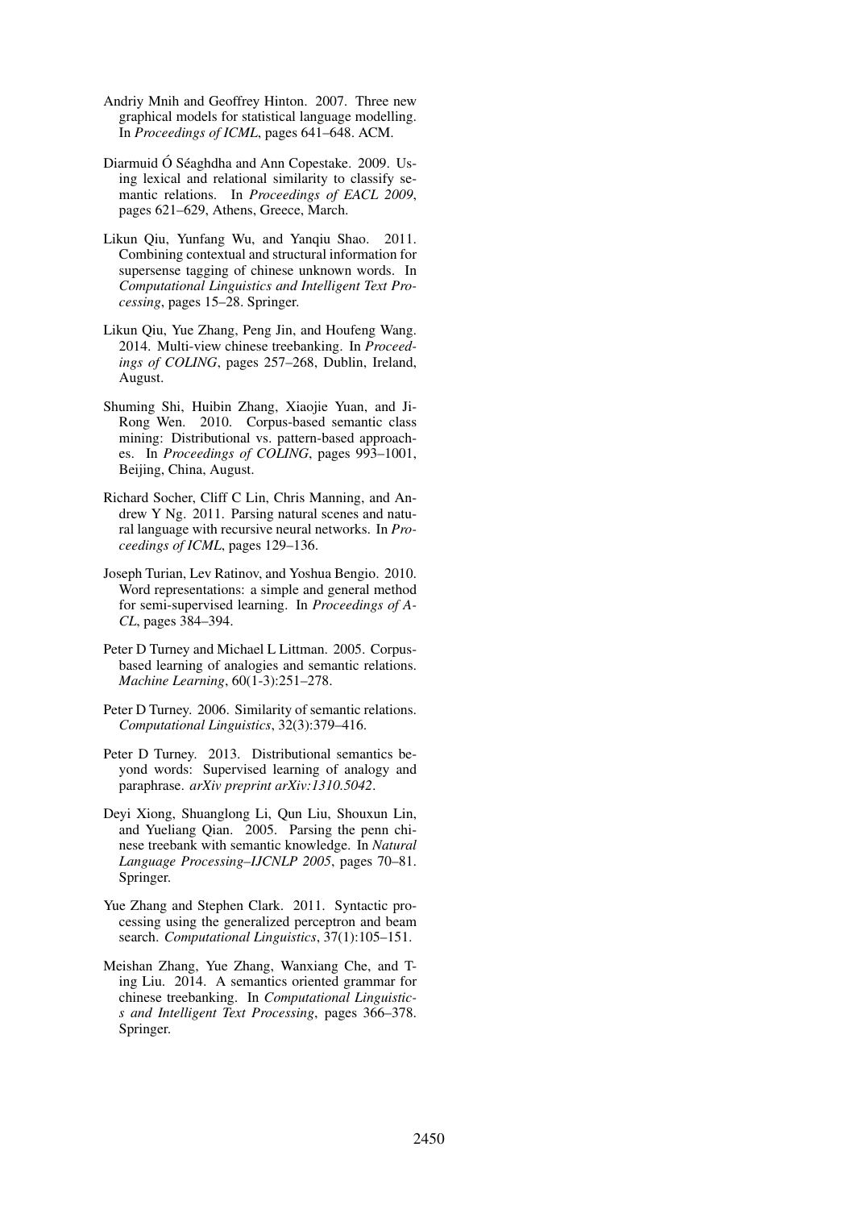Andriy Mnih and Geoffrey Hinton. 2007. Three new graphical models for statistical language modelling. In *Proceedings of ICML*, pages 641–648. ACM.

Diarmuid Ó Séaghdha and Ann Copestake. 2009. Using lexical and relational similarity to classify semantic relations. In *Proceedings of EACL 2009*, pages 621–629, Athens, Greece, March.

Likun Qiu, Yunfang Wu, and Yanqiu Shao. 2011. Combining contextual and structural information for supersense tagging of chinese unknown words. In *Computational Linguistics and Intelligent Text Processing*, pages 15–28. Springer.

Likun Qiu, Yue Zhang, Peng Jin, and Houfeng Wang. 2014. Multi-view chinese treebanking. In *Proceedings of COLING*, pages 257–268, Dublin, Ireland, August.

Shuming Shi, Huibin Zhang, Xiaojie Yuan, and Ji-Rong Wen. 2010. Corpus-based semantic class mining: Distributional vs. pattern-based approaches. In *Proceedings of COLING*, pages 993–1001, Beijing, China, August.

Richard Socher, Cliff C Lin, Chris Manning, and Andrew Y Ng. 2011. Parsing natural scenes and natural language with recursive neural networks. In *Proceedings of ICML*, pages 129–136.

Joseph Turian, Lev Ratinov, and Yoshua Bengio. 2010. Word representations: a simple and general method for semi-supervised learning. In *Proceedings of ACL*, pages 384–394.

Peter D Turney and Michael L Littman. 2005. Corpus-based learning of analogies and semantic relations. *Machine Learning*, 60(1-3):251–278.

Peter D Turney. 2006. Similarity of semantic relations. *Computational Linguistics*, 32(3):379–416.

Peter D Turney. 2013. Distributional semantics beyond words: Supervised learning of analogy and paraphrase. *arXiv preprint arXiv:1310.5042*.

Deyi Xiong, Shuanglong Li, Qun Liu, Shouxun Lin, and Yueliang Qian. 2005. Parsing the penn chinese treebank with semantic knowledge. In *Natural Language Processing–IJCNLP 2005*, pages 70–81. Springer.

Yue Zhang and Stephen Clark. 2011. Syntactic processing using the generalized perceptron and beam search. *Computational Linguistics*, 37(1):105–151.

Meishan Zhang, Yue Zhang, Wanxiang Che, and Ting Liu. 2014. A semantics oriented grammar for chinese treebanking. In *Computational Linguistics and Intelligent Text Processing*, pages 366–378. Springer.